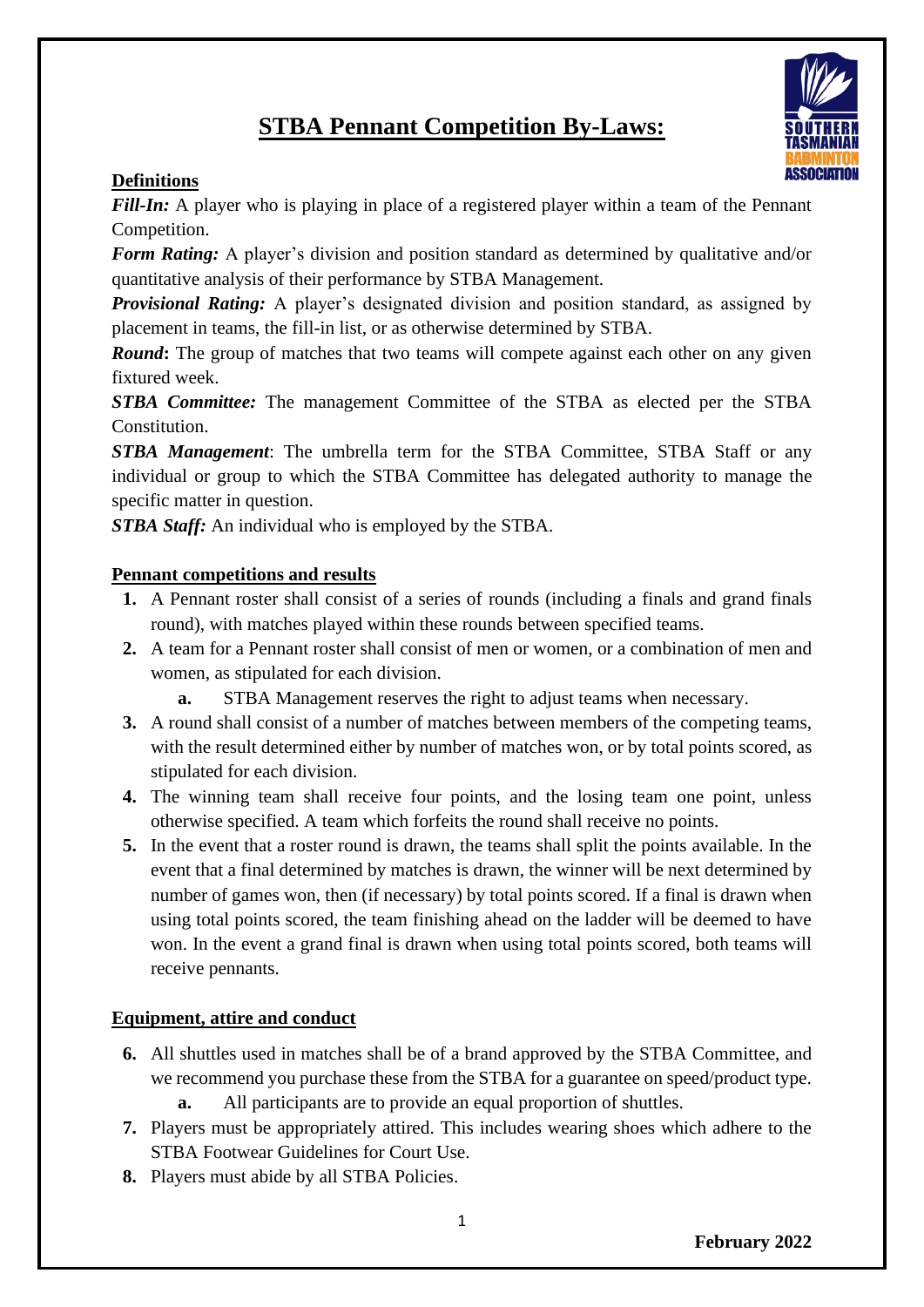# STBA Pennant Competition By-Laws:

## Definitions

***Fill-In:*** A player who is playing in place of a registered player within a team of the Pennant Competition.

***Form Rating:*** A player's division and position standard as determined by qualitative and/or quantitative analysis of their performance by STBA Management.

***Provisional Rating:*** A player's designated division and position standard, as assigned by placement in teams, the fill-in list, or as otherwise determined by STBA.

***Round*****:** The group of matches that two teams will compete against each other on any given fixtured week.

***STBA Committee:*** The management Committee of the STBA as elected per the STBA Constitution.

***STBA Management***: The umbrella term for the STBA Committee, STBA Staff or any individual or group to which the STBA Committee has delegated authority to manage the specific matter in question.

***STBA Staff:*** An individual who is employed by the STBA.

## Pennant competitions and results

1. A Pennant roster shall consist of a series of rounds (including a finals and grand finals round), with matches played within these rounds between specified teams.
2. A team for a Pennant roster shall consist of men or women, or a combination of men and women, as stipulated for each division.
    a. STBA Management reserves the right to adjust teams when necessary.
3. A round shall consist of a number of matches between members of the competing teams, with the result determined either by number of matches won, or by total points scored, as stipulated for each division.
4. The winning team shall receive four points, and the losing team one point, unless otherwise specified. A team which forfeits the round shall receive no points.
5. In the event that a roster round is drawn, the teams shall split the points available. In the event that a final determined by matches is drawn, the winner will be next determined by number of games won, then (if necessary) by total points scored. If a final is drawn when using total points scored, the team finishing ahead on the ladder will be deemed to have won. In the event a grand final is drawn when using total points scored, both teams will receive pennants.

## Equipment, attire and conduct

6. All shuttles used in matches shall be of a brand approved by the STBA Committee, and we recommend you purchase these from the STBA for a guarantee on speed/product type.
    a. All participants are to provide an equal proportion of shuttles.
7. Players must be appropriately attired. This includes wearing shoes which adhere to the STBA Footwear Guidelines for Court Use.
8. Players must abide by all STBA Policies.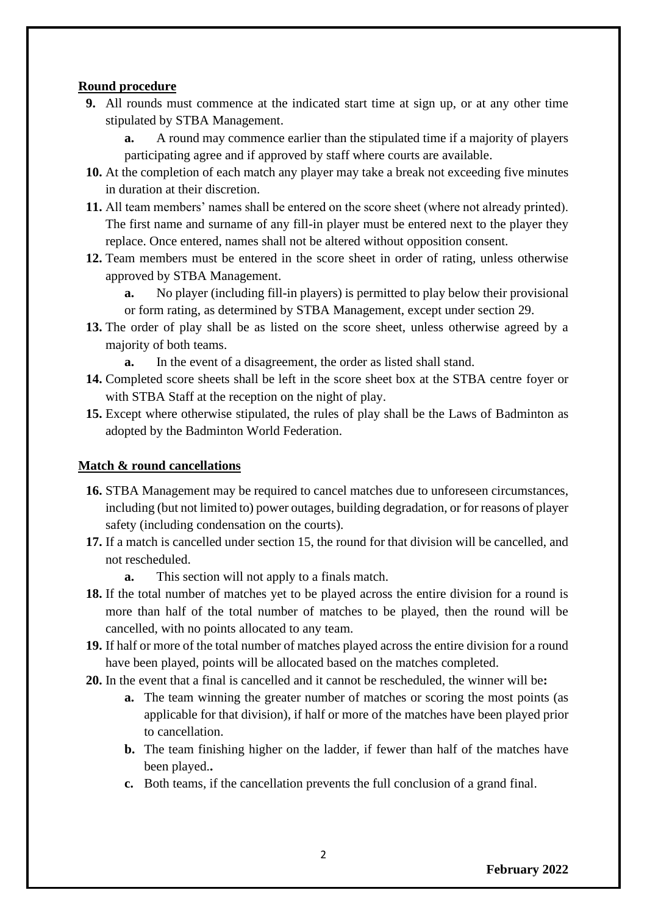**Round procedure**

**9.** All rounds must commence at the indicated start time at sign up, or at any other time stipulated by STBA Management.

   **a.** A round may commence earlier than the stipulated time if a majority of players participating agree and if approved by staff where courts are available.

**10.** At the completion of each match any player may take a break not exceeding five minutes in duration at their discretion.

**11.** All team members' names shall be entered on the score sheet (where not already printed). The first name and surname of any fill-in player must be entered next to the player they replace. Once entered, names shall not be altered without opposition consent.

**12.** Team members must be entered in the score sheet in order of rating, unless otherwise approved by STBA Management.

   **a.** No player (including fill-in players) is permitted to play below their provisional or form rating, as determined by STBA Management, except under section 29.

**13.** The order of play shall be as listed on the score sheet, unless otherwise agreed by a majority of both teams.

   **a.** In the event of a disagreement, the order as listed shall stand.

**14.** Completed score sheets shall be left in the score sheet box at the STBA centre foyer or with STBA Staff at the reception on the night of play.

**15.** Except where otherwise stipulated, the rules of play shall be the Laws of Badminton as adopted by the Badminton World Federation.

**Match & round cancellations**

**16.** STBA Management may be required to cancel matches due to unforeseen circumstances, including (but not limited to) power outages, building degradation, or for reasons of player safety (including condensation on the courts).

**17.** If a match is cancelled under section 15, the round for that division will be cancelled, and not rescheduled.

   **a.** This section will not apply to a finals match.

**18.** If the total number of matches yet to be played across the entire division for a round is more than half of the total number of matches to be played, then the round will be cancelled, with no points allocated to any team.

**19.** If half or more of the total number of matches played across the entire division for a round have been played, points will be allocated based on the matches completed.

**20.** In the event that a final is cancelled and it cannot be rescheduled, the winner will be**:**

   **a.** The team winning the greater number of matches or scoring the most points (as applicable for that division), if half or more of the matches have been played prior to cancellation.

   **b.** The team finishing higher on the ladder, if fewer than half of the matches have been played.**.**

   **c.** Both teams, if the cancellation prevents the full conclusion of a grand final.

**February 2022**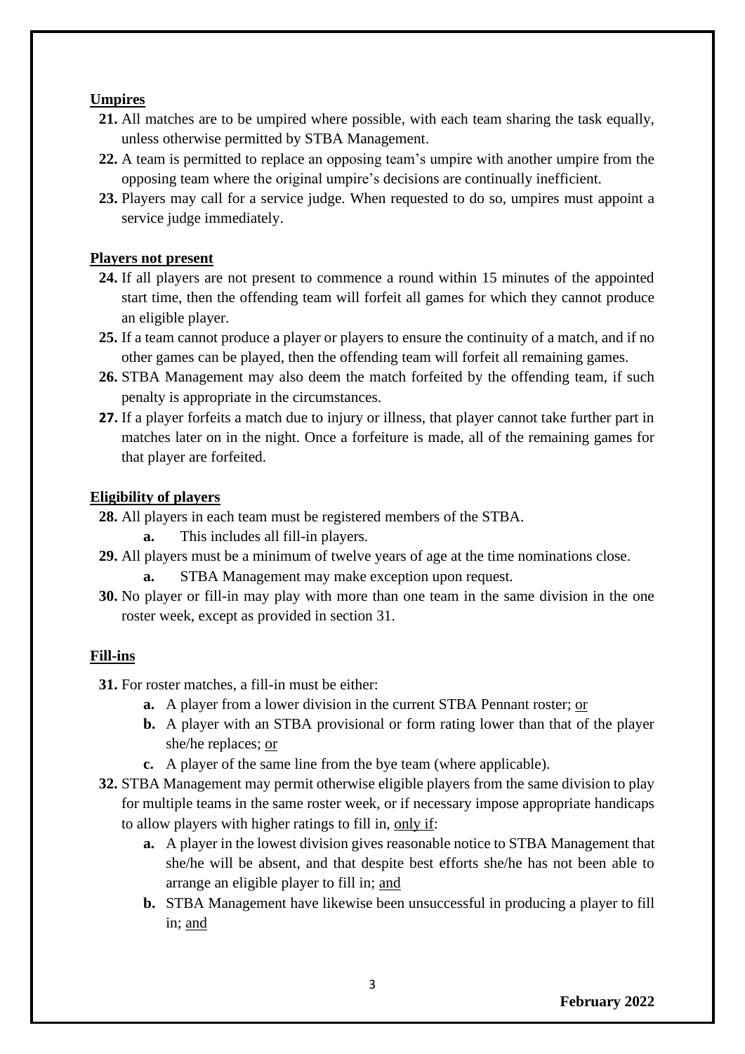**Umpires**

**21.** All matches are to be umpired where possible, with each team sharing the task equally, unless otherwise permitted by STBA Management.

**22.** A team is permitted to replace an opposing team's umpire with another umpire from the opposing team where the original umpire's decisions are continually inefficient.

**23.** Players may call for a service judge. When requested to do so, umpires must appoint a service judge immediately.

**Players not present**

**24.** If all players are not present to commence a round within 15 minutes of the appointed start time, then the offending team will forfeit all games for which they cannot produce an eligible player.

**25.** If a team cannot produce a player or players to ensure the continuity of a match, and if no other games can be played, then the offending team will forfeit all remaining games.

**26.** STBA Management may also deem the match forfeited by the offending team, if such penalty is appropriate in the circumstances.

**27.** If a player forfeits a match due to injury or illness, that player cannot take further part in matches later on in the night. Once a forfeiture is made, all of the remaining games for that player are forfeited.

**Eligibility of players**

**28.** All players in each team must be registered members of the STBA.

- **a.** This includes all fill-in players.

**29.** All players must be a minimum of twelve years of age at the time nominations close.

- **a.** STBA Management may make exception upon request.

**30.** No player or fill-in may play with more than one team in the same division in the one roster week, except as provided in section 31.

**Fill-ins**

**31.** For roster matches, a fill-in must be either:

- **a.** A player from a lower division in the current STBA Pennant roster; or
- **b.** A player with an STBA provisional or form rating lower than that of the player she/he replaces; or
- **c.** A player of the same line from the bye team (where applicable).

**32.** STBA Management may permit otherwise eligible players from the same division to play for multiple teams in the same roster week, or if necessary impose appropriate handicaps to allow players with higher ratings to fill in, only if:

- **a.** A player in the lowest division gives reasonable notice to STBA Management that she/he will be absent, and that despite best efforts she/he has not been able to arrange an eligible player to fill in; and
- **b.** STBA Management have likewise been unsuccessful in producing a player to fill in; and

**February 2022**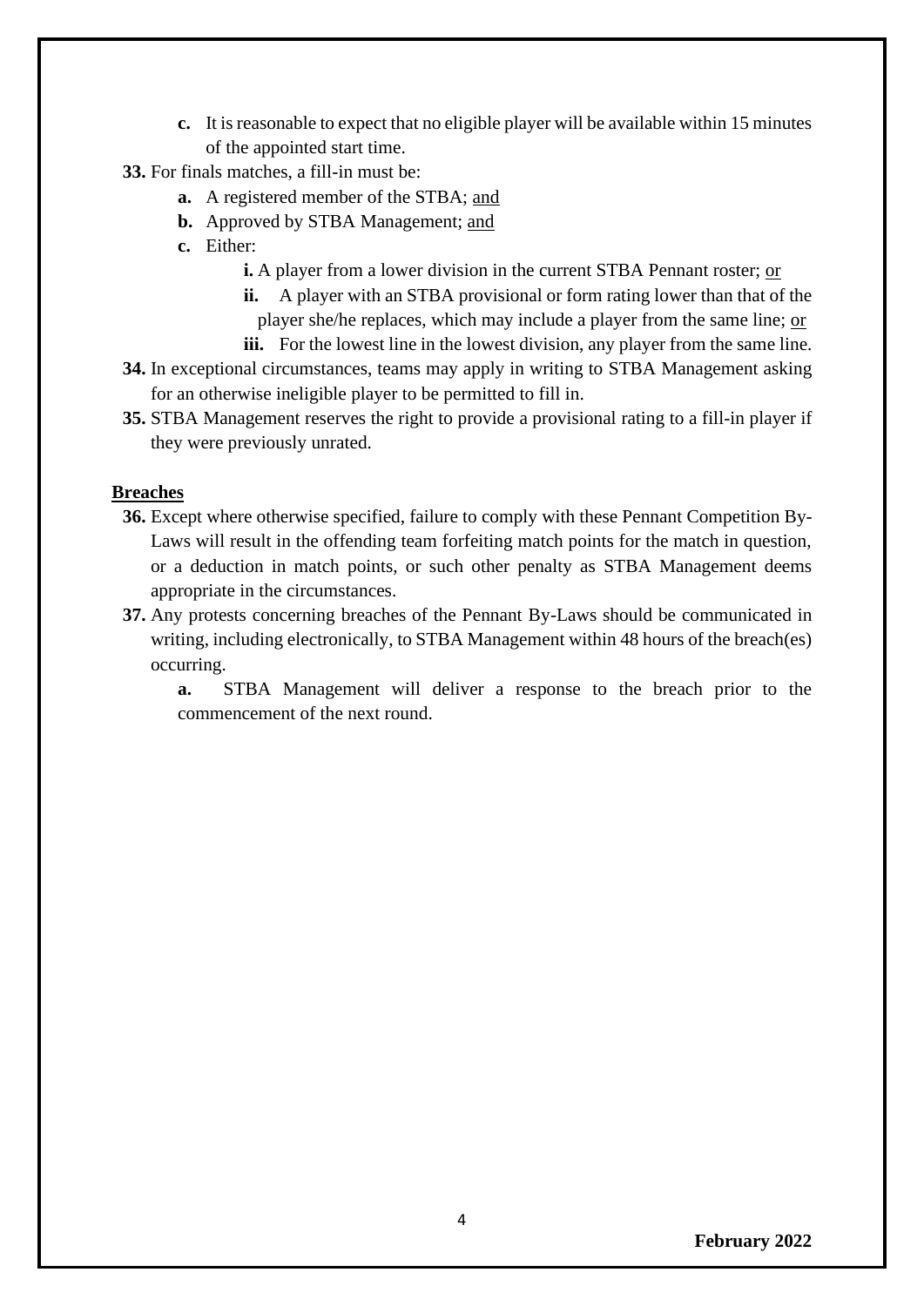c. It is reasonable to expect that no eligible player will be available within 15 minutes of the appointed start time.

33. For finals matches, a fill-in must be:
    a. A registered member of the STBA; and
    b. Approved by STBA Management; and
    c. Either:
       i. A player from a lower division in the current STBA Pennant roster; or
       ii. A player with an STBA provisional or form rating lower than that of the player she/he replaces, which may include a player from the same line; or
       iii. For the lowest line in the lowest division, any player from the same line.
34. In exceptional circumstances, teams may apply in writing to STBA Management asking for an otherwise ineligible player to be permitted to fill in.
35. STBA Management reserves the right to provide a provisional rating to a fill-in player if they were previously unrated.

## Breaches

36. Except where otherwise specified, failure to comply with these Pennant Competition By-Laws will result in the offending team forfeiting match points for the match in question, or a deduction in match points, or such other penalty as STBA Management deems appropriate in the circumstances.
37. Any protests concerning breaches of the Pennant By-Laws should be communicated in writing, including electronically, to STBA Management within 48 hours of the breach(es) occurring.
    a. STBA Management will deliver a response to the breach prior to the commencement of the next round.

**February 2022**